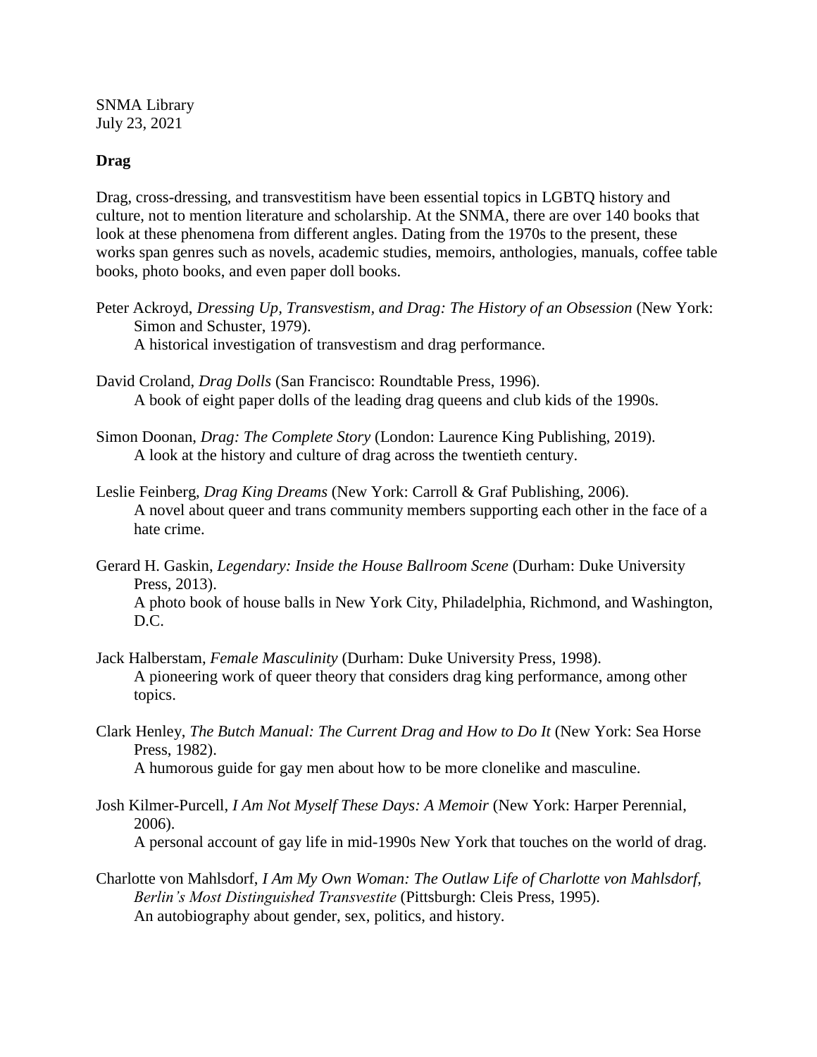SNMA Library
July 23, 2021

**Drag**

Drag, cross-dressing, and transvestitism have been essential topics in LGBTQ history and culture, not to mention literature and scholarship. At the SNMA, there are over 140 books that look at these phenomena from different angles. Dating from the 1970s to the present, these works span genres such as novels, academic studies, memoirs, anthologies, manuals, coffee table books, photo books, and even paper doll books.

Peter Ackroyd, *Dressing Up, Transvestism, and Drag: The History of an Obsession* (New York: Simon and Schuster, 1979).
A historical investigation of transvestism and drag performance.

David Croland, *Drag Dolls* (San Francisco: Roundtable Press, 1996).
A book of eight paper dolls of the leading drag queens and club kids of the 1990s.

Simon Doonan, *Drag: The Complete Story* (London: Laurence King Publishing, 2019).
A look at the history and culture of drag across the twentieth century.

Leslie Feinberg, *Drag King Dreams* (New York: Carroll & Graf Publishing, 2006).
A novel about queer and trans community members supporting each other in the face of a hate crime.

Gerard H. Gaskin, *Legendary: Inside the House Ballroom Scene* (Durham: Duke University Press, 2013).
A photo book of house balls in New York City, Philadelphia, Richmond, and Washington, D.C.

Jack Halberstam, *Female Masculinity* (Durham: Duke University Press, 1998).
A pioneering work of queer theory that considers drag king performance, among other topics.

Clark Henley, *The Butch Manual: The Current Drag and How to Do It* (New York: Sea Horse Press, 1982).
A humorous guide for gay men about how to be more clonelike and masculine.

Josh Kilmer-Purcell, *I Am Not Myself These Days: A Memoir* (New York: Harper Perennial, 2006).
A personal account of gay life in mid-1990s New York that touches on the world of drag.

Charlotte von Mahlsdorf, *I Am My Own Woman: The Outlaw Life of Charlotte von Mahlsdorf, Berlin's Most Distinguished Transvestite* (Pittsburgh: Cleis Press, 1995).
An autobiography about gender, sex, politics, and history.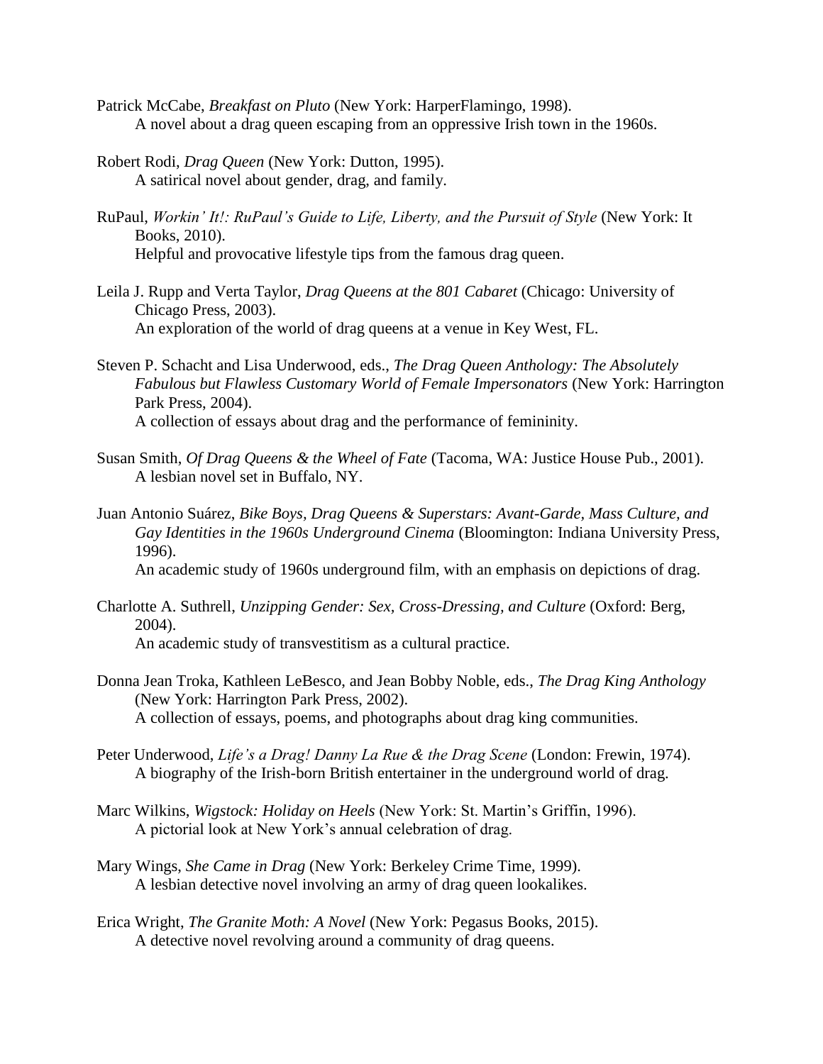Patrick McCabe, *Breakfast on Pluto* (New York: HarperFlamingo, 1998).
A novel about a drag queen escaping from an oppressive Irish town in the 1960s.

Robert Rodi, *Drag Queen* (New York: Dutton, 1995).
A satirical novel about gender, drag, and family.

RuPaul, *Workin' It!: RuPaul's Guide to Life, Liberty, and the Pursuit of Style* (New York: It Books, 2010).
Helpful and provocative lifestyle tips from the famous drag queen.

Leila J. Rupp and Verta Taylor, *Drag Queens at the 801 Cabaret* (Chicago: University of Chicago Press, 2003).
An exploration of the world of drag queens at a venue in Key West, FL.

Steven P. Schacht and Lisa Underwood, eds., *The Drag Queen Anthology: The Absolutely Fabulous but Flawless Customary World of Female Impersonators* (New York: Harrington Park Press, 2004).
A collection of essays about drag and the performance of femininity.

Susan Smith, *Of Drag Queens & the Wheel of Fate* (Tacoma, WA: Justice House Pub., 2001).
A lesbian novel set in Buffalo, NY.

Juan Antonio Suárez, *Bike Boys, Drag Queens & Superstars: Avant-Garde, Mass Culture, and Gay Identities in the 1960s Underground Cinema* (Bloomington: Indiana University Press, 1996).
An academic study of 1960s underground film, with an emphasis on depictions of drag.

Charlotte A. Suthrell, *Unzipping Gender: Sex, Cross-Dressing, and Culture* (Oxford: Berg, 2004).
An academic study of transvestitism as a cultural practice.

Donna Jean Troka, Kathleen LeBesco, and Jean Bobby Noble, eds., *The Drag King Anthology* (New York: Harrington Park Press, 2002).
A collection of essays, poems, and photographs about drag king communities.

Peter Underwood, *Life's a Drag! Danny La Rue & the Drag Scene* (London: Frewin, 1974).
A biography of the Irish-born British entertainer in the underground world of drag.

Marc Wilkins, *Wigstock: Holiday on Heels* (New York: St. Martin's Griffin, 1996).
A pictorial look at New York's annual celebration of drag.

Mary Wings, *She Came in Drag* (New York: Berkeley Crime Time, 1999).
A lesbian detective novel involving an army of drag queen lookalikes.

Erica Wright, *The Granite Moth: A Novel* (New York: Pegasus Books, 2015).
A detective novel revolving around a community of drag queens.